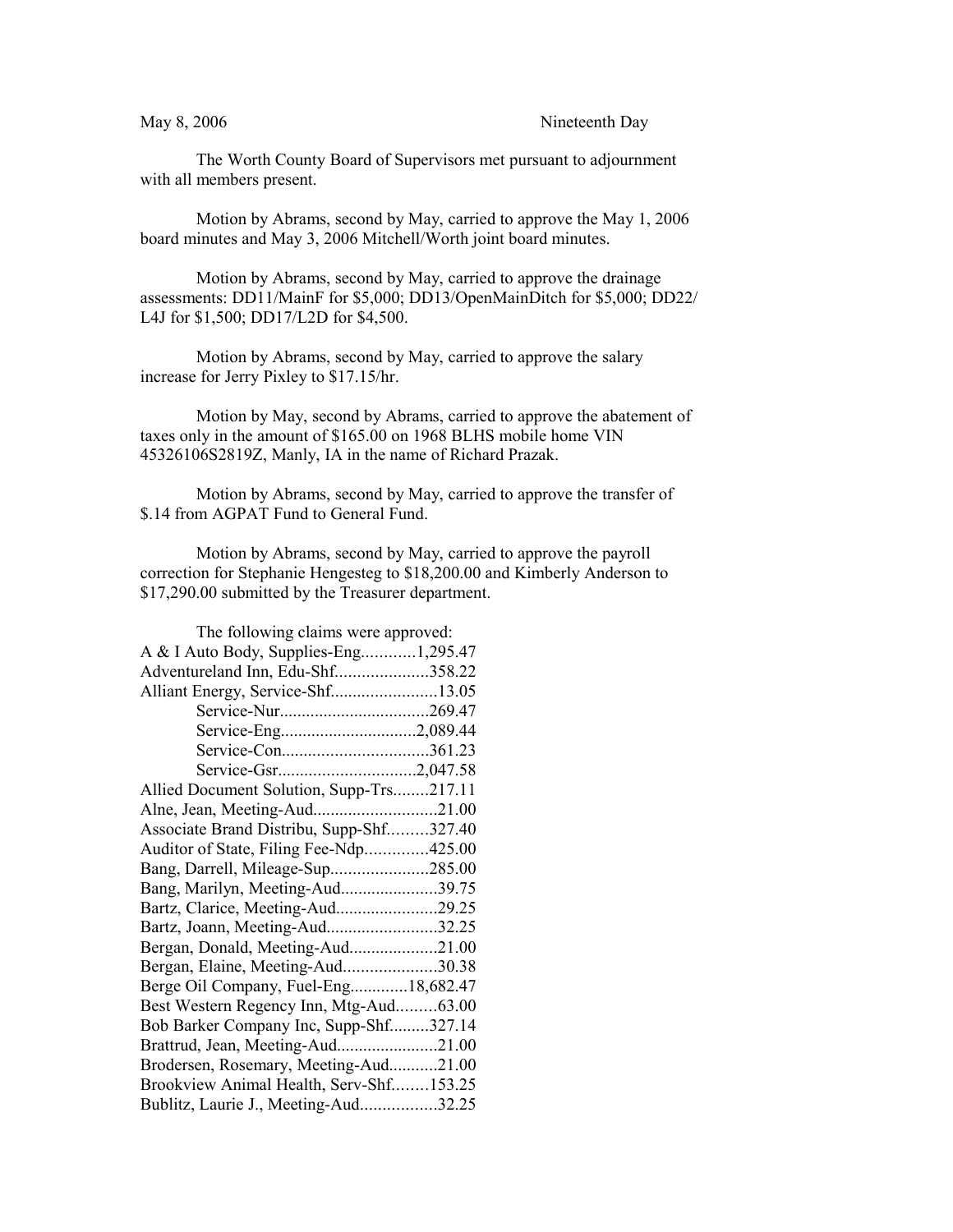May 8, 2006 Nineteenth Day

The Worth County Board of Supervisors met pursuant to adjournment with all members present.

Motion by Abrams, second by May, carried to approve the May 1, 2006 board minutes and May 3, 2006 Mitchell/Worth joint board minutes.

Motion by Abrams, second by May, carried to approve the drainage assessments: DD11/MainF for $5,000; DD13/OpenMainDitch for $5,000; DD22/L4J for $1,500; DD17/L2D for $4,500.

Motion by Abrams, second by May, carried to approve the salary increase for Jerry Pixley to $17.15/hr.

Motion by May, second by Abrams, carried to approve the abatement of taxes only in the amount of $165.00 on 1968 BLHS mobile home VIN 45326106S2819Z, Manly, IA in the name of Richard Prazak.

Motion by Abrams, second by May, carried to approve the transfer of $.14 from AGPAT Fund to General Fund.

Motion by Abrams, second by May, carried to approve the payroll correction for Stephanie Hengesteg to $18,200.00 and Kimberly Anderson to $17,290.00 submitted by the Treasurer department.

The following claims were approved:

A & I Auto Body, Supplies-Eng............1,295.47
Adventureland Inn, Edu-Shf.....................358.22
Alliant Energy, Service-Shf........................13.05
Service-Nur.................................269.47
Service-Eng...............................2,089.44
Service-Con.................................361.23
Service-Gsr...............................2,047.58
Allied Document Solution, Supp-Trs........217.11
Alne, Jean, Meeting-Aud............................21.00
Associate Brand Distribu, Supp-Shf.........327.40
Auditor of State, Filing Fee-Ndp..............425.00
Bang, Darrell, Mileage-Sup......................285.00
Bang, Marilyn, Meeting-Aud......................39.75
Bartz, Clarice, Meeting-Aud.......................29.25
Bartz, Joann, Meeting-Aud.........................32.25
Bergan, Donald, Meeting-Aud....................21.00
Bergan, Elaine, Meeting-Aud.....................30.38
Berge Oil Company, Fuel-Eng.............18,682.47
Best Western Regency Inn, Mtg-Aud.........63.00
Bob Barker Company Inc, Supp-Shf.........327.14
Brattrud, Jean, Meeting-Aud.......................21.00
Brodersen, Rosemary, Meeting-Aud...........21.00
Brookview Animal Health, Serv-Shf........153.25
Bublitz, Laurie J., Meeting-Aud.................32.25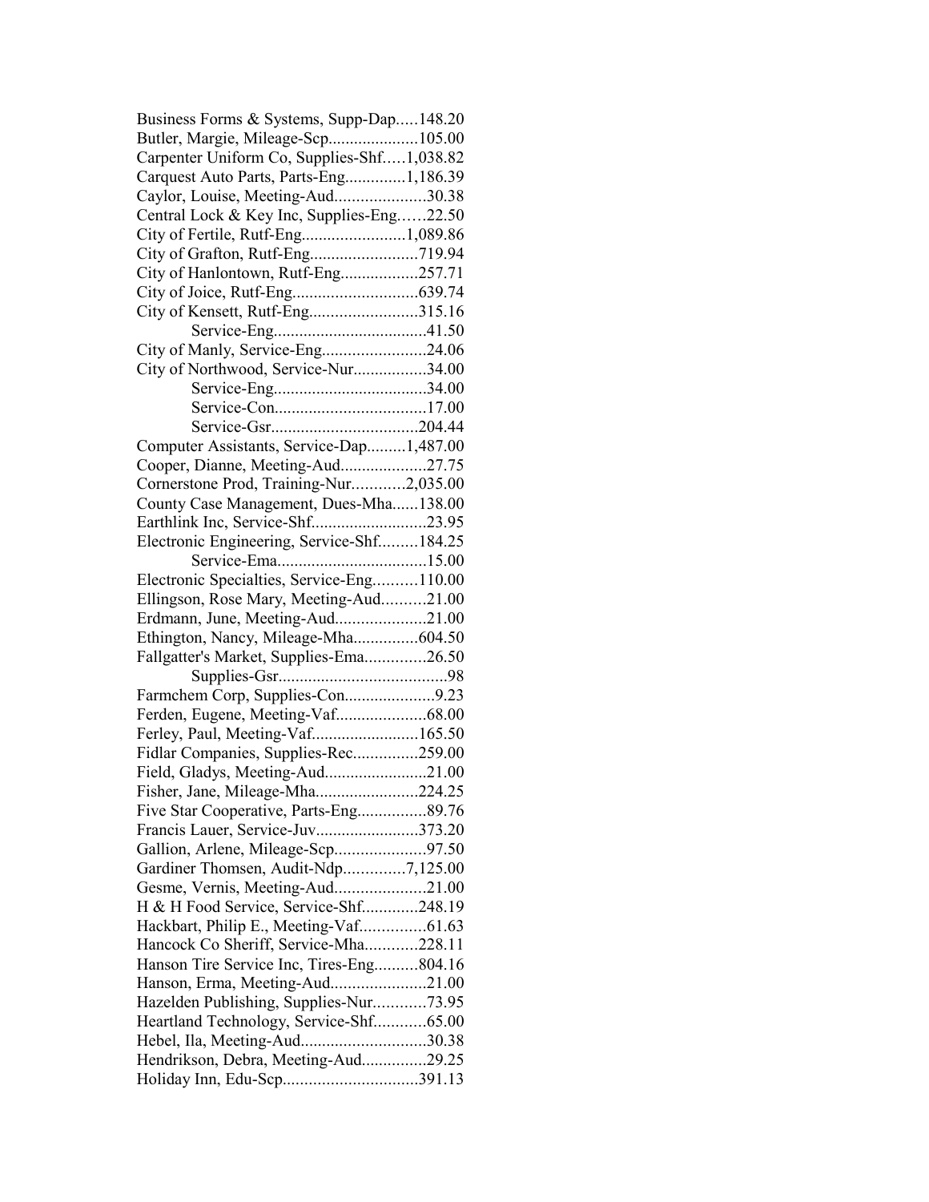Business Forms & Systems, Supp-Dap.....148.20
Butler, Margie, Mileage-Scp.....................105.00
Carpenter Uniform Co, Supplies-Shf.....1,038.82
Carquest Auto Parts, Parts-Eng..............1,186.39
Caylor, Louise, Meeting-Aud.....................30.38
Central Lock & Key Inc, Supplies-Eng......22.50
City of Fertile, Rutf-Eng........................1,089.86
City of Grafton, Rutf-Eng.........................719.94
City of Hanlontown, Rutf-Eng..................257.71
City of Joice, Rutf-Eng.............................639.74
City of Kensett, Rutf-Eng.........................315.16
Service-Eng...................................41.50
City of Manly, Service-Eng........................24.06
City of Northwood, Service-Nur.................34.00
Service-Eng...................................34.00
Service-Con...................................17.00
Service-Gsr..................................204.44
Computer Assistants, Service-Dap.........1,487.00
Cooper, Dianne, Meeting-Aud....................27.75
Cornerstone Prod, Training-Nur............2,035.00
County Case Management, Dues-Mha......138.00
Earthlink Inc, Service-Shf..........................23.95
Electronic Engineering, Service-Shf.........184.25
Service-Ema..................................15.00
Electronic Specialties, Service-Eng..........110.00
Ellingson, Rose Mary, Meeting-Aud..........21.00
Erdmann, June, Meeting-Aud.....................21.00
Ethington, Nancy, Mileage-Mha...............604.50
Fallgatter's Market, Supplies-Ema..............26.50
Supplies-Gsr........................................98
Farmchem Corp, Supplies-Con.....................9.23
Ferden, Eugene, Meeting-Vaf.....................68.00
Ferley, Paul, Meeting-Vaf........................165.50
Fidlar Companies, Supplies-Rec...............259.00
Field, Gladys, Meeting-Aud........................21.00
Fisher, Jane, Mileage-Mha........................224.25
Five Star Cooperative, Parts-Eng................89.76
Francis Lauer, Service-Juv........................373.20
Gallion, Arlene, Mileage-Scp.....................97.50
Gardiner Thomsen, Audit-Ndp..............7,125.00
Gesme, Vernis, Meeting-Aud.....................21.00
H & H Food Service, Service-Shf.............248.19
Hackbart, Philip E., Meeting-Vaf...............61.63
Hancock Co Sheriff, Service-Mha............228.11
Hanson Tire Service Inc, Tires-Eng..........804.16
Hanson, Erma, Meeting-Aud......................21.00
Hazelden Publishing, Supplies-Nur............73.95
Heartland Technology, Service-Shf............65.00
Hebel, Ila, Meeting-Aud.............................30.38
Hendrikson, Debra, Meeting-Aud...............29.25
Holiday Inn, Edu-Scp...............................391.13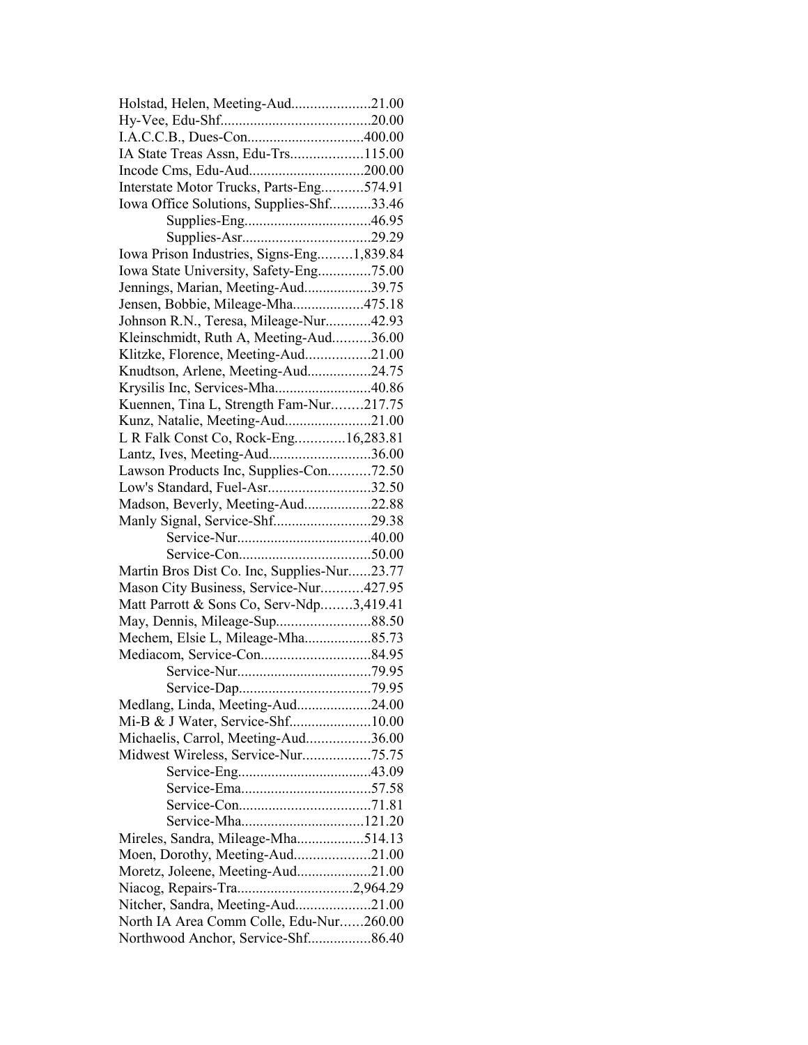Holstad, Helen, Meeting-Aud.....................21.00
Hy-Vee, Edu-Shf........................................20.00
I.A.C.C.B., Dues-Con...............................400.00
IA State Treas Assn, Edu-Trs...................115.00
Incode Cms, Edu-Aud..............................200.00
Interstate Motor Trucks, Parts-Eng...........574.91
Iowa Office Solutions, Supplies-Shf...........33.46
Supplies-Eng.................................46.95
Supplies-Asr..................................29.29
Iowa Prison Industries, Signs-Eng.........1,839.84
Iowa State University, Safety-Eng..............75.00
Jennings, Marian, Meeting-Aud..................39.75
Jensen, Bobbie, Mileage-Mha...................475.18
Johnson R.N., Teresa, Mileage-Nur............42.93
Kleinschmidt, Ruth A, Meeting-Aud..........36.00
Klitzke, Florence, Meeting-Aud.................21.00
Knudtson, Arlene, Meeting-Aud.................24.75
Krysilis Inc, Services-Mha..........................40.86
Kuennen, Tina L, Strength Fam-Nur........217.75
Kunz, Natalie, Meeting-Aud.......................21.00
L R Falk Const Co, Rock-Eng.............16,283.81
Lantz, Ives, Meeting-Aud...........................36.00
Lawson Products Inc, Supplies-Con...........72.50
Low's Standard, Fuel-Asr...........................32.50
Madson, Beverly, Meeting-Aud..................22.88
Manly Signal, Service-Shf..........................29.38
Service-Nur....................................40.00
Service-Con...................................50.00
Martin Bros Dist Co. Inc, Supplies-Nur......23.77
Mason City Business, Service-Nur...........427.95
Matt Parrott & Sons Co, Serv-Ndp........3,419.41
May, Dennis, Mileage-Sup.........................88.50
Mechem, Elsie L, Mileage-Mha..................85.73
Mediacom, Service-Con.............................84.95
Service-Nur....................................79.95
Service-Dap...................................79.95
Medlang, Linda, Meeting-Aud....................24.00
Mi-B & J Water, Service-Shf......................10.00
Michaelis, Carrol, Meeting-Aud.................36.00
Midwest Wireless, Service-Nur..................75.75
Service-Eng....................................43.09
Service-Ema...................................57.58
Service-Con...................................71.81
Service-Mha.................................121.20
Mireles, Sandra, Mileage-Mha..................514.13
Moen, Dorothy, Meeting-Aud....................21.00
Moretz, Joleene, Meeting-Aud....................21.00
Niacog, Repairs-Tra...............................2,964.29
Nitcher, Sandra, Meeting-Aud....................21.00
North IA Area Comm Colle, Edu-Nur......260.00
Northwood Anchor, Service-Shf.................86.40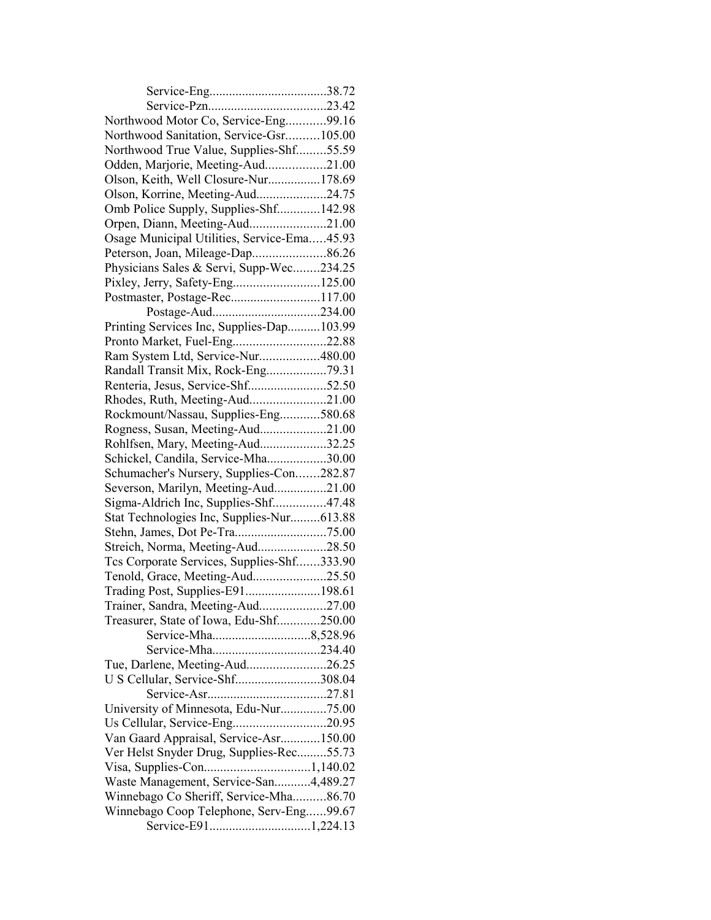Service-Eng....................................38.72
Service-Pzn....................................23.42
Northwood Motor Co, Service-Eng............99.16
Northwood Sanitation, Service-Gsr..........105.00
Northwood True Value, Supplies-Shf.........55.59
Odden, Marjorie, Meeting-Aud..................21.00
Olson, Keith, Well Closure-Nur................178.69
Olson, Korrine, Meeting-Aud.....................24.75
Omb Police Supply, Supplies-Shf.............142.98
Orpen, Diann, Meeting-Aud.......................21.00
Osage Municipal Utilities, Service-Ema.....45.93
Peterson, Joan, Mileage-Dap......................86.26
Physicians Sales & Servi, Supp-Wec........234.25
Pixley, Jerry, Safety-Eng..........................125.00
Postmaster, Postage-Rec...........................117.00
Postage-Aud.................................234.00
Printing Services Inc, Supplies-Dap..........103.99
Pronto Market, Fuel-Eng............................22.88
Ram System Ltd, Service-Nur..................480.00
Randall Transit Mix, Rock-Eng..................79.31
Renteria, Jesus, Service-Shf........................52.50
Rhodes, Ruth, Meeting-Aud.......................21.00
Rockmount/Nassau, Supplies-Eng............580.68
Rogness, Susan, Meeting-Aud....................21.00
Rohlfsen, Mary, Meeting-Aud....................32.25
Schickel, Candila, Service-Mha..................30.00
Schumacher's Nursery, Supplies-Con.......282.87
Severson, Marilyn, Meeting-Aud................21.00
Sigma-Aldrich Inc, Supplies-Shf................47.48
Stat Technologies Inc, Supplies-Nur.........613.88
Stehn, James, Dot Pe-Tra............................75.00
Streich, Norma, Meeting-Aud.....................28.50
Tcs Corporate Services, Supplies-Shf.......333.90
Tenold, Grace, Meeting-Aud......................25.50
Trading Post, Supplies-E91.......................198.61
Trainer, Sandra, Meeting-Aud....................27.00
Treasurer, State of Iowa, Edu-Shf.............250.00
Service-Mha.............................8,528.96
Service-Mha.................................234.40
Tue, Darlene, Meeting-Aud........................26.25
U S Cellular, Service-Shf..........................308.04
Service-Asr....................................27.81
University of Minnesota, Edu-Nur..............75.00
Us Cellular, Service-Eng............................20.95
Van Gaard Appraisal, Service-Asr............150.00
Ver Helst Snyder Drug, Supplies-Rec.........55.73
Visa, Supplies-Con................................1,140.02
Waste Management, Service-San...........4,489.27
Winnebago Co Sheriff, Service-Mha..........86.70
Winnebago Coop Telephone, Serv-Eng......99.67
Service-E91..............................1,224.13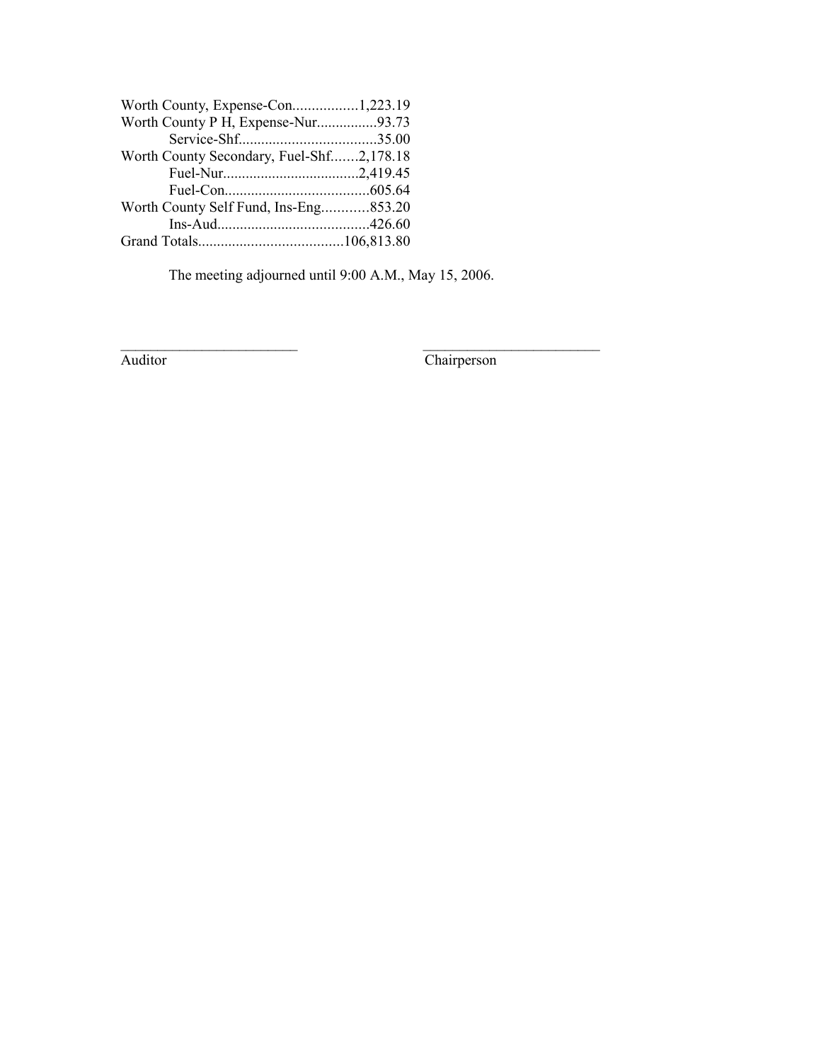Worth County, Expense-Con.................1,223.19
Worth County P H, Expense-Nur................93.73
Service-Shf....................................35.00
Worth County Secondary, Fuel-Shf.......2,178.18
Fuel-Nur....................................2,419.45
Fuel-Con......................................605.64
Worth County Self Fund, Ins-Eng............853.20
Ins-Aud........................................426.60
Grand Totals......................................106,813.80

The meeting adjourned until 9:00 A.M., May 15, 2006.

________________________ ________________________
Auditor Chairperson